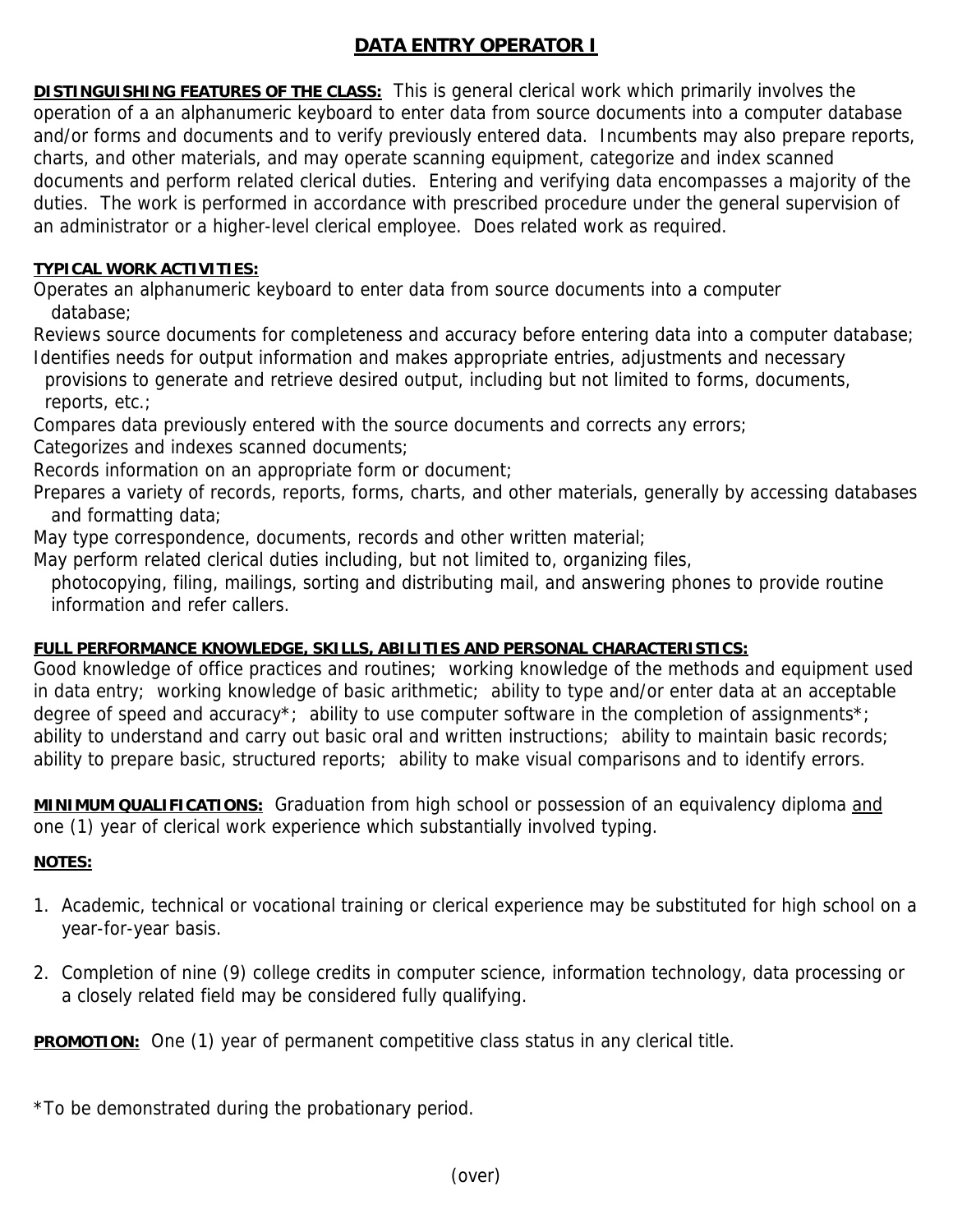# DATA ENTRY OPERATOR I

**DISTINGUISHING FEATURES OF THE CLASS:** This is general clerical work which primarily involves the operation of a an alphanumeric keyboard to enter data from source documents into a computer database and/or forms and documents and to verify previously entered data. Incumbents may also prepare reports, charts, and other materials, and may operate scanning equipment, categorize and index scanned documents and perform related clerical duties. Entering and verifying data encompasses a majority of the duties. The work is performed in accordance with prescribed procedure under the general supervision of an administrator or a higher-level clerical employee. Does related work as required.

**TYPICAL WORK ACTIVITIES:**

Operates an alphanumeric keyboard to enter data from source documents into a computer database;

Reviews source documents for completeness and accuracy before entering data into a computer database;

Identifies needs for output information and makes appropriate entries, adjustments and necessary provisions to generate and retrieve desired output, including but not limited to forms, documents, reports, etc.;

Compares data previously entered with the source documents and corrects any errors;

Categorizes and indexes scanned documents;

Records information on an appropriate form or document;

Prepares a variety of records, reports, forms, charts, and other materials, generally by accessing databases and formatting data;

May type correspondence, documents, records and other written material;

May perform related clerical duties including, but not limited to, organizing files, photocopying, filing, mailings, sorting and distributing mail, and answering phones to provide routine information and refer callers.

**FULL PERFORMANCE KNOWLEDGE, SKILLS, ABILITIES AND PERSONAL CHARACTERISTICS:**

Good knowledge of office practices and routines; working knowledge of the methods and equipment used in data entry; working knowledge of basic arithmetic; ability to type and/or enter data at an acceptable degree of speed and accuracy*; ability to use computer software in the completion of assignments*; ability to understand and carry out basic oral and written instructions; ability to maintain basic records; ability to prepare basic, structured reports; ability to make visual comparisons and to identify errors.

**MINIMUM QUALIFICATIONS:** Graduation from high school or possession of an equivalency diploma and one (1) year of clerical work experience which substantially involved typing.

**NOTES:**

1. Academic, technical or vocational training or clerical experience may be substituted for high school on a year-for-year basis.
2. Completion of nine (9) college credits in computer science, information technology, data processing or a closely related field may be considered fully qualifying.

**PROMOTION:** One (1) year of permanent competitive class status in any clerical title.

*To be demonstrated during the probationary period.

(over)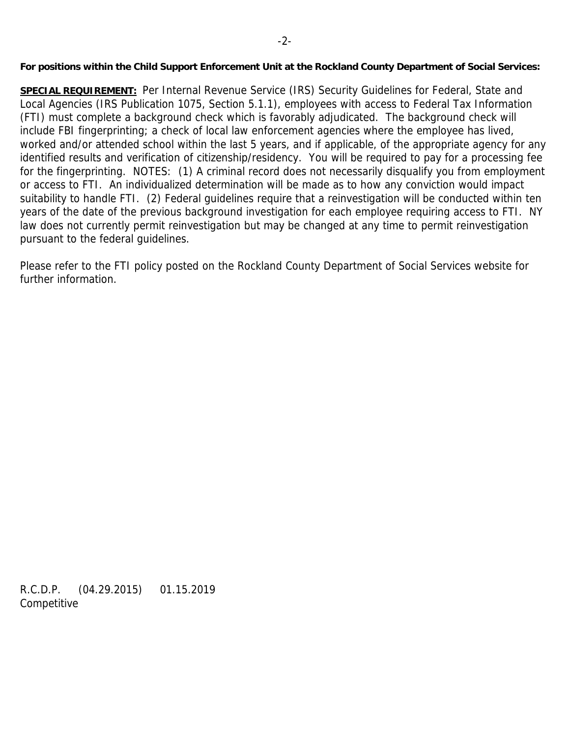**For positions within the Child Support Enforcement Unit at the Rockland County Department of Social Services:**

**SPECIAL REQUIREMENT:** Per Internal Revenue Service (IRS) Security Guidelines for Federal, State and Local Agencies (IRS Publication 1075, Section 5.1.1), employees with access to Federal Tax Information (FTI) must complete a background check which is favorably adjudicated. The background check will include FBI fingerprinting; a check of local law enforcement agencies where the employee has lived, worked and/or attended school within the last 5 years, and if applicable, of the appropriate agency for any identified results and verification of citizenship/residency. You will be required to pay for a processing fee for the fingerprinting. NOTES: (1) A criminal record does not necessarily disqualify you from employment or access to FTI. An individualized determination will be made as to how any conviction would impact suitability to handle FTI. (2) Federal guidelines require that a reinvestigation will be conducted within ten years of the date of the previous background investigation for each employee requiring access to FTI. NY law does not currently permit reinvestigation but may be changed at any time to permit reinvestigation pursuant to the federal guidelines.

Please refer to the FTI policy posted on the Rockland County Department of Social Services website for further information.

R.C.D.P. (04.29.2015) 01.15.2019
Competitive